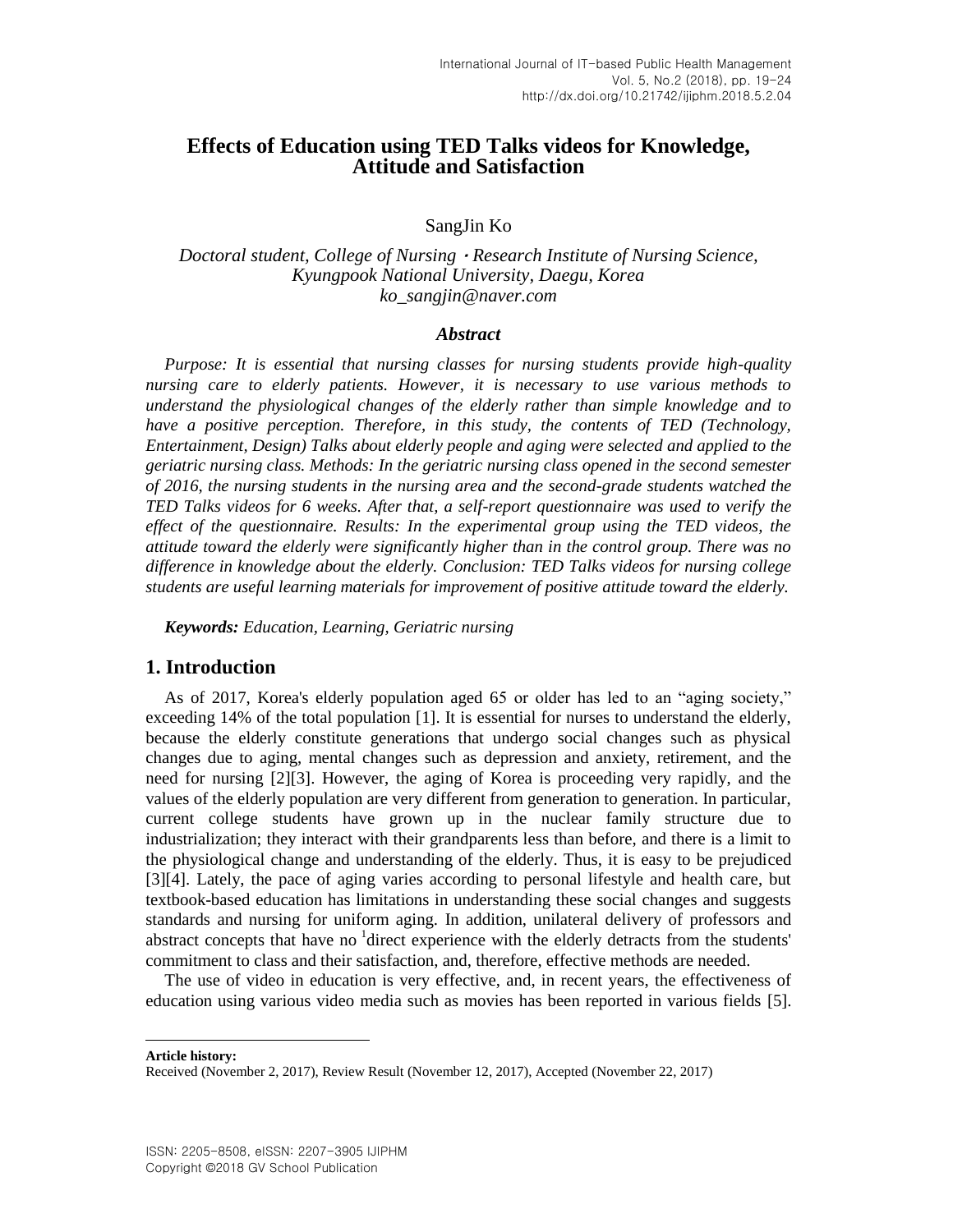# Effects of Education using TED Talks videos for Knowledge, Attitude and Satisfaction

SangJin Ko

*Doctoral student, College of Nursing・Research Institute of Nursing Science, Kyungpook National University, Daegu, Korea*
*ko_sangjin@naver.com*

### *Abstract*

*Purpose: It is essential that nursing classes for nursing students provide high-quality nursing care to elderly patients. However, it is necessary to use various methods to understand the physiological changes of the elderly rather than simple knowledge and to have a positive perception. Therefore, in this study, the contents of TED (Technology, Entertainment, Design) Talks about elderly people and aging were selected and applied to the geriatric nursing class. Methods: In the geriatric nursing class opened in the second semester of 2016, the nursing students in the nursing area and the second-grade students watched the TED Talks videos for 6 weeks. After that, a self-report questionnaire was used to verify the effect of the questionnaire. Results: In the experimental group using the TED videos, the attitude toward the elderly were significantly higher than in the control group. There was no difference in knowledge about the elderly. Conclusion: TED Talks videos for nursing college students are useful learning materials for improvement of positive attitude toward the elderly.*

***Keywords:*** *Education, Learning, Geriatric nursing*

## 1. Introduction

As of 2017, Korea's elderly population aged 65 or older has led to an "aging society," exceeding 14% of the total population [1]. It is essential for nurses to understand the elderly, because the elderly constitute generations that undergo social changes such as physical changes due to aging, mental changes such as depression and anxiety, retirement, and the need for nursing [2][3]. However, the aging of Korea is proceeding very rapidly, and the values of the elderly population are very different from generation to generation. In particular, current college students have grown up in the nuclear family structure due to industrialization; they interact with their grandparents less than before, and there is a limit to the physiological change and understanding of the elderly. Thus, it is easy to be prejudiced [3][4]. Lately, the pace of aging varies according to personal lifestyle and health care, but textbook-based education has limitations in understanding these social changes and suggests standards and nursing for uniform aging. In addition, unilateral delivery of professors and abstract concepts that have no [1]direct experience with the elderly detracts from the students' commitment to class and their satisfaction, and, therefore, effective methods are needed.

The use of video in education is very effective, and, in recent years, the effectiveness of education using various video media such as movies has been reported in various fields [5].

---

**Article history:**
Received (November 2, 2017), Review Result (November 12, 2017), Accepted (November 22, 2017)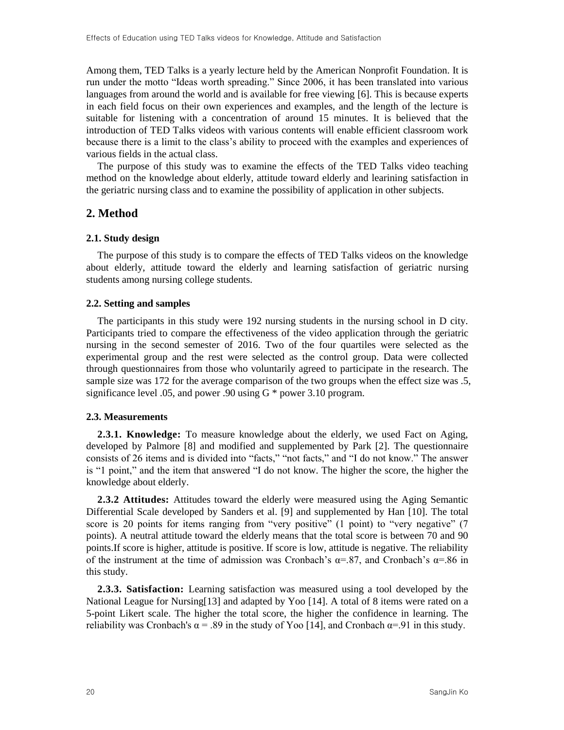Among them, TED Talks is a yearly lecture held by the American Nonprofit Foundation. It is run under the motto "Ideas worth spreading." Since 2006, it has been translated into various languages from around the world and is available for free viewing [6]. This is because experts in each field focus on their own experiences and examples, and the length of the lecture is suitable for listening with a concentration of around 15 minutes. It is believed that the introduction of TED Talks videos with various contents will enable efficient classroom work because there is a limit to the class's ability to proceed with the examples and experiences of various fields in the actual class.

The purpose of this study was to examine the effects of the TED Talks video teaching method on the knowledge about elderly, attitude toward elderly and learining satisfaction in the geriatric nursing class and to examine the possibility of application in other subjects.

## 2. Method

### 2.1. Study design

The purpose of this study is to compare the effects of TED Talks videos on the knowledge about elderly, attitude toward the elderly and learning satisfaction of geriatric nursing students among nursing college students.

### 2.2. Setting and samples

The participants in this study were 192 nursing students in the nursing school in D city. Participants tried to compare the effectiveness of the video application through the geriatric nursing in the second semester of 2016. Two of the four quartiles were selected as the experimental group and the rest were selected as the control group. Data were collected through questionnaires from those who voluntarily agreed to participate in the research. The sample size was 172 for the average comparison of the two groups when the effect size was .5, significance level .05, and power .90 using G * power 3.10 program.

### 2.3. Measurements

**2.3.1. Knowledge:** To measure knowledge about the elderly, we used Fact on Aging, developed by Palmore [8] and modified and supplemented by Park [2]. The questionnaire consists of 26 items and is divided into "facts," "not facts," and "I do not know." The answer is "1 point," and the item that answered "I do not know. The higher the score, the higher the knowledge about elderly.

**2.3.2 Attitudes:** Attitudes toward the elderly were measured using the Aging Semantic Differential Scale developed by Sanders et al. [9] and supplemented by Han [10]. The total score is 20 points for items ranging from "very positive" (1 point) to "very negative" (7 points). A neutral attitude toward the elderly means that the total score is between 70 and 90 points.If score is higher, attitude is positive. If score is low, attitude is negative. The reliability of the instrument at the time of admission was Cronbach's $\alpha$=.87, and Cronbach's $\alpha$=.86 in this study.

**2.3.3. Satisfaction:** Learning satisfaction was measured using a tool developed by the National League for Nursing[13] and adapted by Yoo [14]. A total of 8 items were rated on a 5-point Likert scale. The higher the total score, the higher the confidence in learning. The reliability was Cronbach's $\alpha$ = .89 in the study of Yoo [14], and Cronbach $\alpha$=.91 in this study.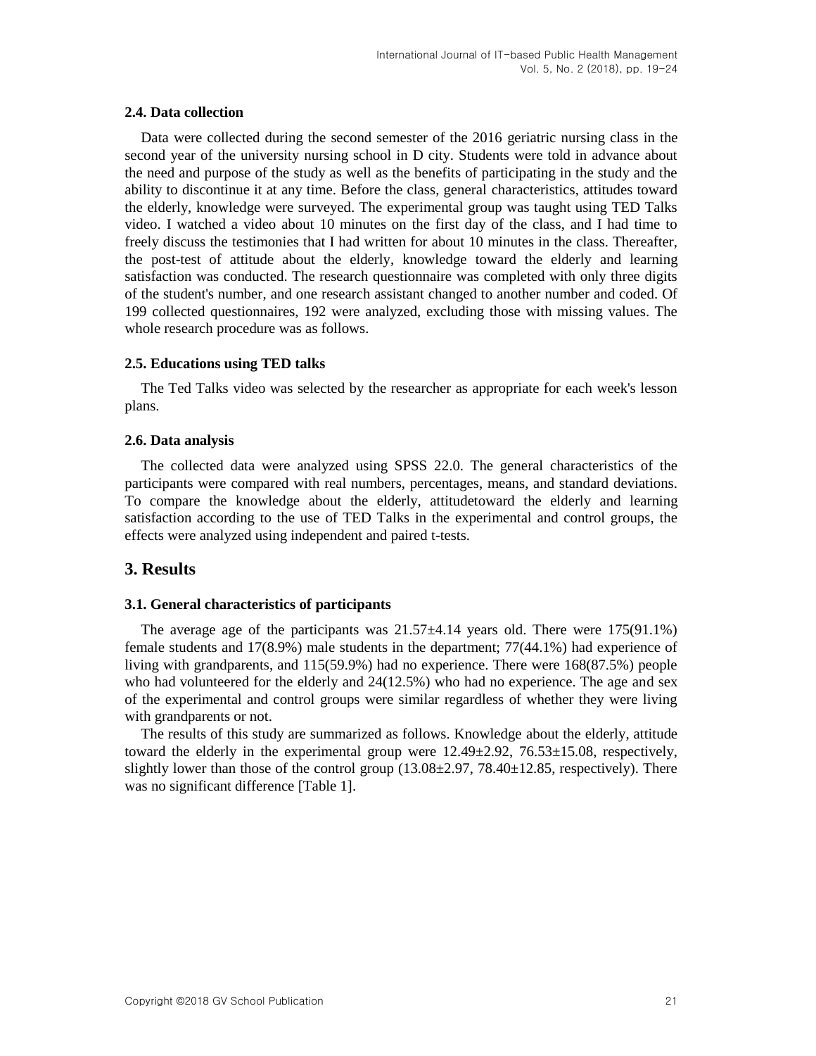### 2.4. Data collection

Data were collected during the second semester of the 2016 geriatric nursing class in the second year of the university nursing school in D city. Students were told in advance about the need and purpose of the study as well as the benefits of participating in the study and the ability to discontinue it at any time. Before the class, general characteristics, attitudes toward the elderly, knowledge were surveyed. The experimental group was taught using TED Talks video. I watched a video about 10 minutes on the first day of the class, and I had time to freely discuss the testimonies that I had written for about 10 minutes in the class. Thereafter, the post-test of attitude about the elderly, knowledge toward the elderly and learning satisfaction was conducted. The research questionnaire was completed with only three digits of the student's number, and one research assistant changed to another number and coded. Of 199 collected questionnaires, 192 were analyzed, excluding those with missing values. The whole research procedure was as follows.

### 2.5. Educations using TED talks

The Ted Talks video was selected by the researcher as appropriate for each week's lesson plans.

### 2.6. Data analysis

The collected data were analyzed using SPSS 22.0. The general characteristics of the participants were compared with real numbers, percentages, means, and standard deviations. To compare the knowledge about the elderly, attitudetoward the elderly and learning satisfaction according to the use of TED Talks in the experimental and control groups, the effects were analyzed using independent and paired t-tests.

## 3. Results

### 3.1. General characteristics of participants

The average age of the participants was 21.57±4.14 years old. There were 175(91.1%) female students and 17(8.9%) male students in the department; 77(44.1%) had experience of living with grandparents, and 115(59.9%) had no experience. There were 168(87.5%) people who had volunteered for the elderly and 24(12.5%) who had no experience. The age and sex of the experimental and control groups were similar regardless of whether they were living with grandparents or not.

The results of this study are summarized as follows. Knowledge about the elderly, attitude toward the elderly in the experimental group were 12.49±2.92, 76.53±15.08, respectively, slightly lower than those of the control group (13.08±2.97, 78.40±12.85, respectively). There was no significant difference [Table 1].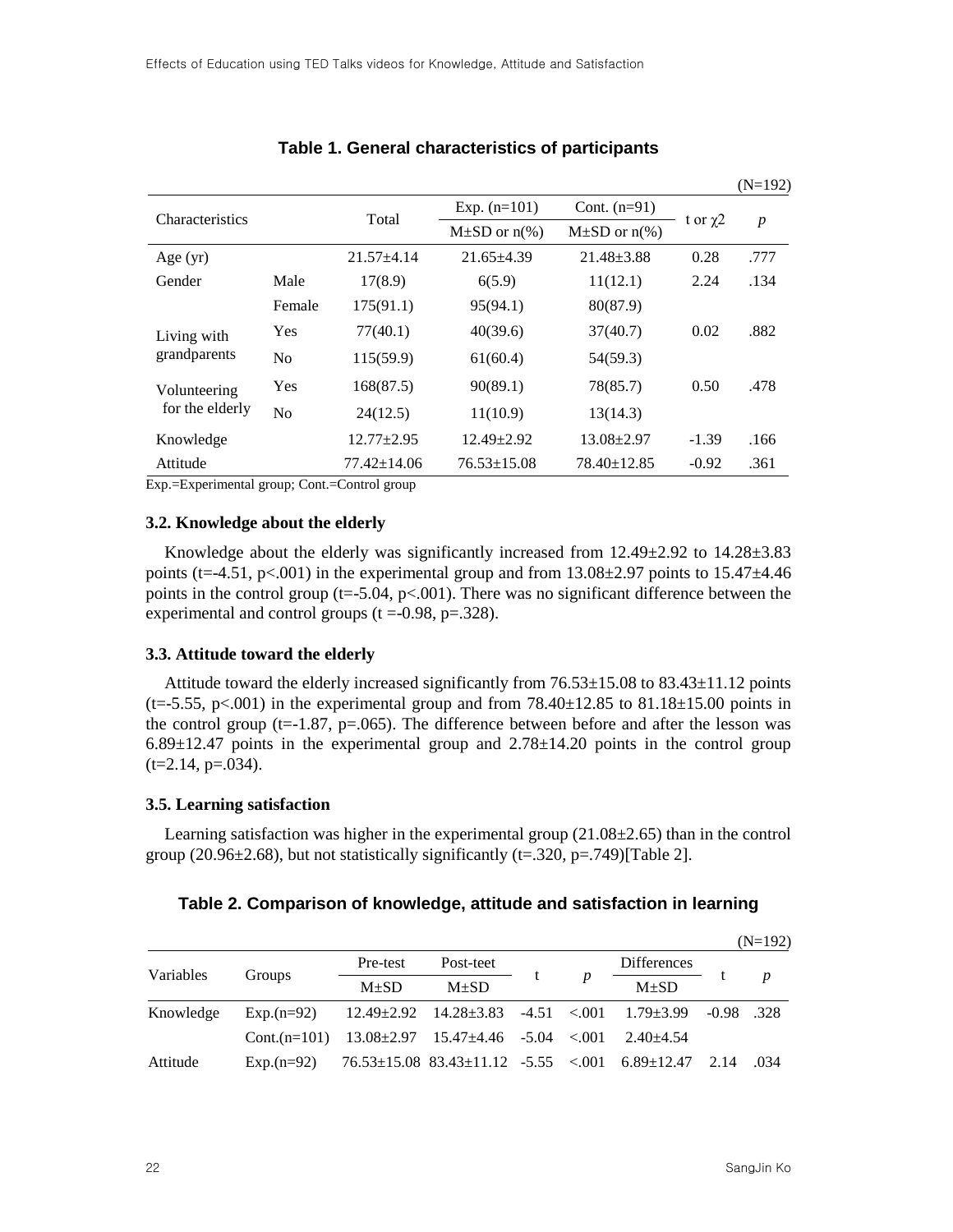**Table 1. General characteristics of participants**

(N=192)

| Characteristics | | Total | Exp. (n=101) | Cont. (n=91) | t or χ2 | *p* |
|---|---|---|---|---|---|---|
| | | | M±SD or n(%) | M±SD or n(%) | | |
| Age (yr) | | 21.57±4.14 | 21.65±4.39 | 21.48±3.88 | 0.28 | .777 |
| Gender | Male | 17(8.9) | 6(5.9) | 11(12.1) | 2.24 | .134 |
| | Female | 175(91.1) | 95(94.1) | 80(87.9) | | |
| Living with grandparents | Yes | 77(40.1) | 40(39.6) | 37(40.7) | 0.02 | .882 |
| | No | 115(59.9) | 61(60.4) | 54(59.3) | | |
| Volunteering for the elderly | Yes | 168(87.5) | 90(89.1) | 78(85.7) | 0.50 | .478 |
| | No | 24(12.5) | 11(10.9) | 13(14.3) | | |
| Knowledge | | 12.77±2.95 | 12.49±2.92 | 13.08±2.97 | -1.39 | .166 |
| Attitude | | 77.42±14.06 | 76.53±15.08 | 78.40±12.85 | -0.92 | .361 |

Exp.=Experimental group; Cont.=Control group

### 3.2. Knowledge about the elderly

Knowledge about the elderly was significantly increased from 12.49±2.92 to 14.28±3.83 points (t=-4.51, p<.001) in the experimental group and from 13.08±2.97 points to 15.47±4.46 points in the control group (t=-5.04, p<.001). There was no significant difference between the experimental and control groups (t =-0.98, p=.328).

### 3.3. Attitude toward the elderly

Attitude toward the elderly increased significantly from 76.53±15.08 to 83.43±11.12 points (t=-5.55, p<.001) in the experimental group and from 78.40±12.85 to 81.18±15.00 points in the control group (t=-1.87, p=.065). The difference between before and after the lesson was 6.89±12.47 points in the experimental group and 2.78±14.20 points in the control group (t=2.14, p=.034).

### 3.5. Learning satisfaction

Learning satisfaction was higher in the experimental group (21.08±2.65) than in the control group (20.96±2.68), but not statistically significantly (t=.320, p=.749)[Table 2].

**Table 2. Comparison of knowledge, attitude and satisfaction in learning**

(N=192)

| Variables | Groups | Pre-test | Post-teet | t | *p* | Differences | t | *p* |
|---|---|---|---|---|---|---|---|---|
| | | M±SD | M±SD | | | M±SD | | |
| Knowledge | Exp.(n=92) | 12.49±2.92 | 14.28±3.83 | -4.51 | <.001 | 1.79±3.99 | -0.98 | .328 |
| | Cont.(n=101) | 13.08±2.97 | 15.47±4.46 | -5.04 | <.001 | 2.40±4.54 | | |
| Attitude | Exp.(n=92) | 76.53±15.08 | 83.43±11.12 | -5.55 | <.001 | 6.89±12.47 | 2.14 | .034 |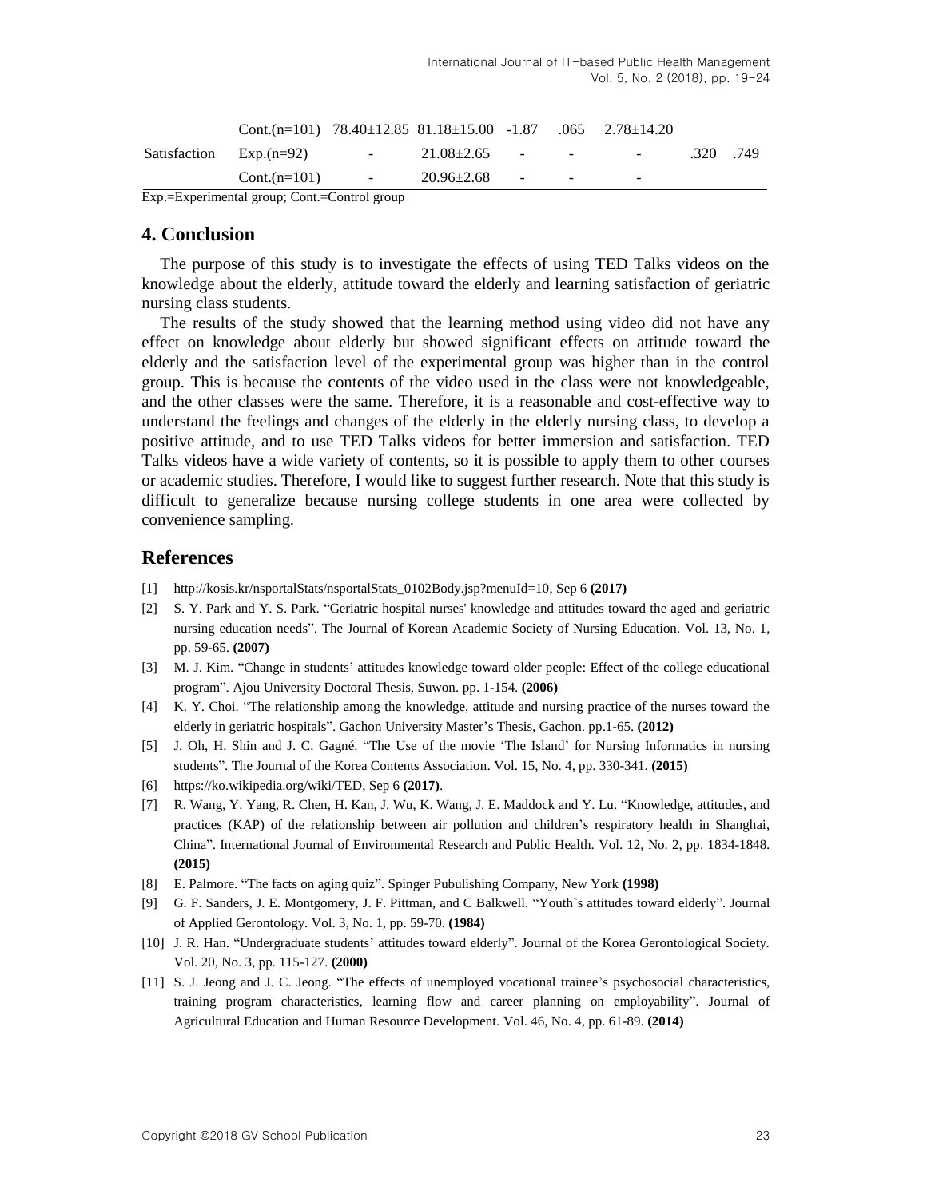| | Cont.(n=101) | 78.40±12.85 | 81.18±15.00 | -1.87 | .065 | 2.78±14.20 | | |
|---|---|---|---|---|---|---|---|---|
| Satisfaction | Exp.(n=92) | - | 21.08±2.65 | - | - | - | .320 | .749 |
| | Cont.(n=101) | - | 20.96±2.68 | - | - | - | | |

Exp.=Experimental group; Cont.=Control group

## 4. Conclusion

The purpose of this study is to investigate the effects of using TED Talks videos on the knowledge about the elderly, attitude toward the elderly and learning satisfaction of geriatric nursing class students.

The results of the study showed that the learning method using video did not have any effect on knowledge about elderly but showed significant effects on attitude toward the elderly and the satisfaction level of the experimental group was higher than in the control group. This is because the contents of the video used in the class were not knowledgeable, and the other classes were the same. Therefore, it is a reasonable and cost-effective way to understand the feelings and changes of the elderly in the elderly nursing class, to develop a positive attitude, and to use TED Talks videos for better immersion and satisfaction. TED Talks videos have a wide variety of contents, so it is possible to apply them to other courses or academic studies. Therefore, I would like to suggest further research. Note that this study is difficult to generalize because nursing college students in one area were collected by convenience sampling.

## References

[1] http://kosis.kr/nsportalStats/nsportalStats_0102Body.jsp?menuId=10, Sep 6 **(2017)**

[2] S. Y. Park and Y. S. Park. "Geriatric hospital nurses' knowledge and attitudes toward the aged and geriatric nursing education needs". The Journal of Korean Academic Society of Nursing Education. Vol. 13, No. 1, pp. 59-65. **(2007)**

[3] M. J. Kim. "Change in students' attitudes knowledge toward older people: Effect of the college educational program". Ajou University Doctoral Thesis, Suwon. pp. 1-154. **(2006)**

[4] K. Y. Choi. "The relationship among the knowledge, attitude and nursing practice of the nurses toward the elderly in geriatric hospitals". Gachon University Master's Thesis, Gachon. pp.1-65. **(2012)**

[5] J. Oh, H. Shin and J. C. Gagné. "The Use of the movie 'The Island' for Nursing Informatics in nursing students". The Journal of the Korea Contents Association. Vol. 15, No. 4, pp. 330-341. **(2015)**

[6] https://ko.wikipedia.org/wiki/TED, Sep 6 **(2017)**.

[7] R. Wang, Y. Yang, R. Chen, H. Kan, J. Wu, K. Wang, J. E. Maddock and Y. Lu. "Knowledge, attitudes, and practices (KAP) of the relationship between air pollution and children's respiratory health in Shanghai, China". International Journal of Environmental Research and Public Health. Vol. 12, No. 2, pp. 1834-1848. **(2015)**

[8] E. Palmore. "The facts on aging quiz". Spinger Pubulishing Company, New York **(1998)**

[9] G. F. Sanders, J. E. Montgomery, J. F. Pittman, and C Balkwell. "Youth`s attitudes toward elderly". Journal of Applied Gerontology. Vol. 3, No. 1, pp. 59-70. **(1984)**

[10] J. R. Han. "Undergraduate students' attitudes toward elderly". Journal of the Korea Gerontological Society. Vol. 20, No. 3, pp. 115-127. **(2000)**

[11] S. J. Jeong and J. C. Jeong. "The effects of unemployed vocational trainee's psychosocial characteristics, training program characteristics, learning flow and career planning on employability". Journal of Agricultural Education and Human Resource Development. Vol. 46, No. 4, pp. 61-89. **(2014)**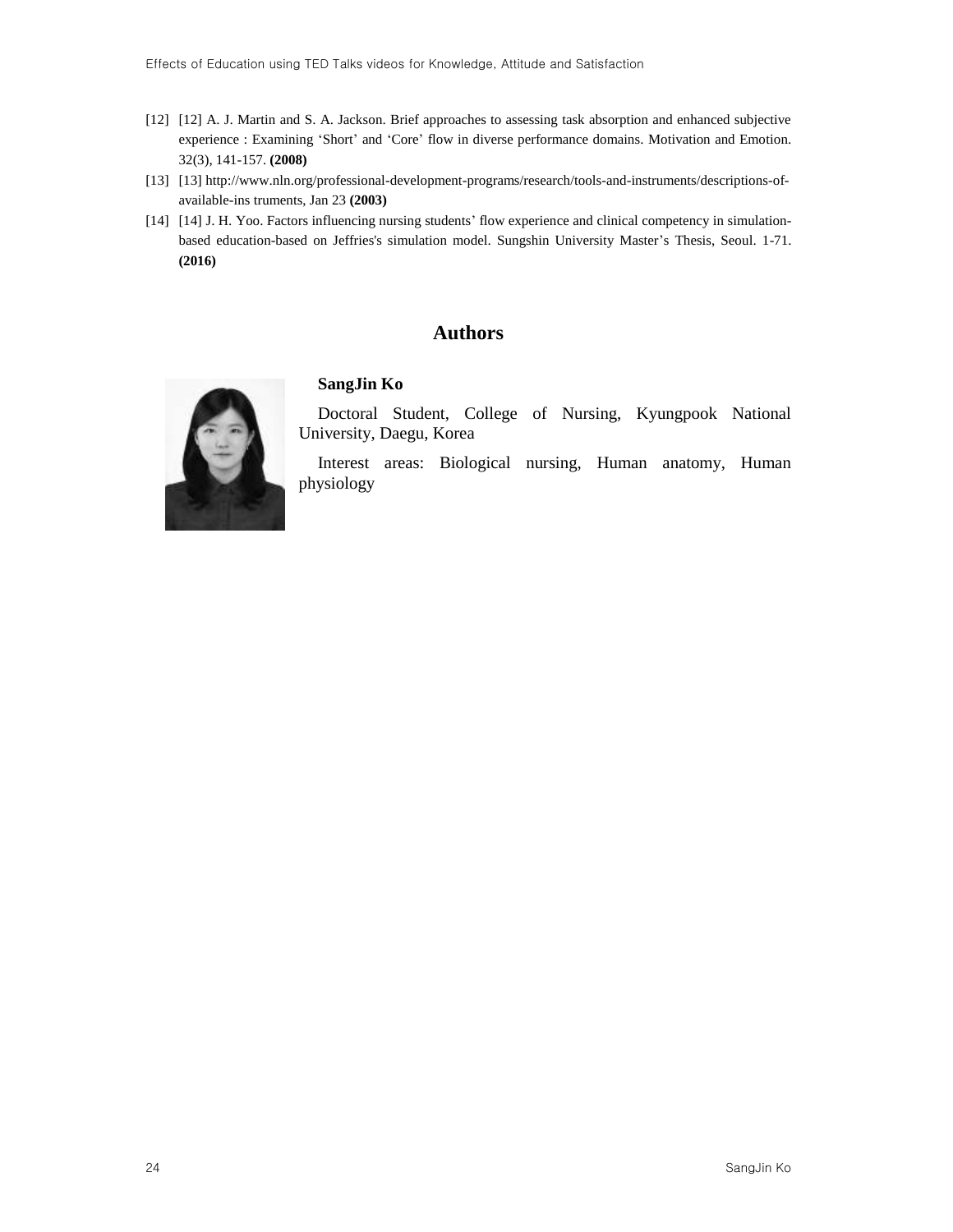[12] [12] A. J. Martin and S. A. Jackson. Brief approaches to assessing task absorption and enhanced subjective experience : Examining 'Short' and 'Core' flow in diverse performance domains. Motivation and Emotion. 32(3), 141-157. **(2008)**

[13] [13] http://www.nln.org/professional-development-programs/research/tools-and-instruments/descriptions-of-available-ins truments, Jan 23 **(2003)**

[14] [14] J. H. Yoo. Factors influencing nursing students' flow experience and clinical competency in simulation-based education-based on Jeffries's simulation model. Sungshin University Master's Thesis, Seoul. 1-71. **(2016)**

## Authors

**SangJin Ko**

Doctoral Student, College of Nursing, Kyungpook National University, Daegu, Korea

Interest areas: Biological nursing, Human anatomy, Human physiology